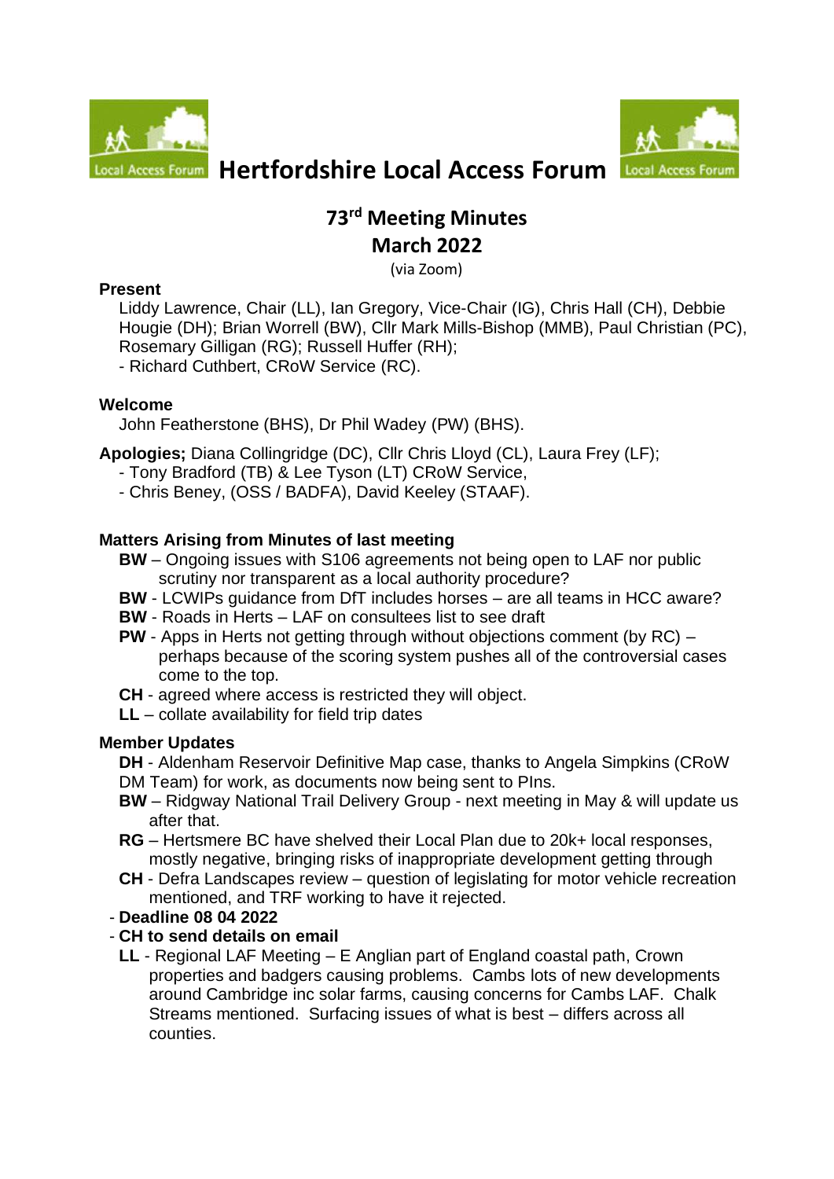# Hertfordshire Local Access Forum

## 73rd Meeting Minutes
## March 2022

(via Zoom)

**Present**

Liddy Lawrence, Chair (LL), Ian Gregory, Vice-Chair (IG), Chris Hall (CH), Debbie Hougie (DH); Brian Worrell (BW), Cllr Mark Mills-Bishop (MMB), Paul Christian (PC), Rosemary Gilligan (RG); Russell Huffer (RH);
- Richard Cuthbert, CRoW Service (RC).

**Welcome**

John Featherstone (BHS), Dr Phil Wadey (PW) (BHS).

**Apologies;** Diana Collingridge (DC), Cllr Chris Lloyd (CL), Laura Frey (LF);
- Tony Bradford (TB) & Lee Tyson (LT) CRoW Service,
- Chris Beney, (OSS / BADFA), David Keeley (STAAF).

**Matters Arising from Minutes of last meeting**

**BW** – Ongoing issues with S106 agreements not being open to LAF nor public scrutiny nor transparent as a local authority procedure?
**BW** - LCWIPs guidance from DfT includes horses – are all teams in HCC aware?
**BW** - Roads in Herts – LAF on consultees list to see draft
**PW** - Apps in Herts not getting through without objections comment (by RC) – perhaps because of the scoring system pushes all of the controversial cases come to the top.
**CH** - agreed where access is restricted they will object.
**LL** – collate availability for field trip dates

**Member Updates**

**DH** - Aldenham Reservoir Definitive Map case, thanks to Angela Simpkins (CRoW DM Team) for work, as documents now being sent to PIns.
**BW** – Ridgway National Trail Delivery Group - next meeting in May & will update us after that.
**RG** – Hertsmere BC have shelved their Local Plan due to 20k+ local responses, mostly negative, bringing risks of inappropriate development getting through
**CH** - Defra Landscapes review – question of legislating for motor vehicle recreation mentioned, and TRF working to have it rejected.
- **Deadline 08 04 2022**
- **CH to send details on email**

**LL** - Regional LAF Meeting – E Anglian part of England coastal path, Crown properties and badgers causing problems. Cambs lots of new developments around Cambridge inc solar farms, causing concerns for Cambs LAF. Chalk Streams mentioned. Surfacing issues of what is best – differs across all counties.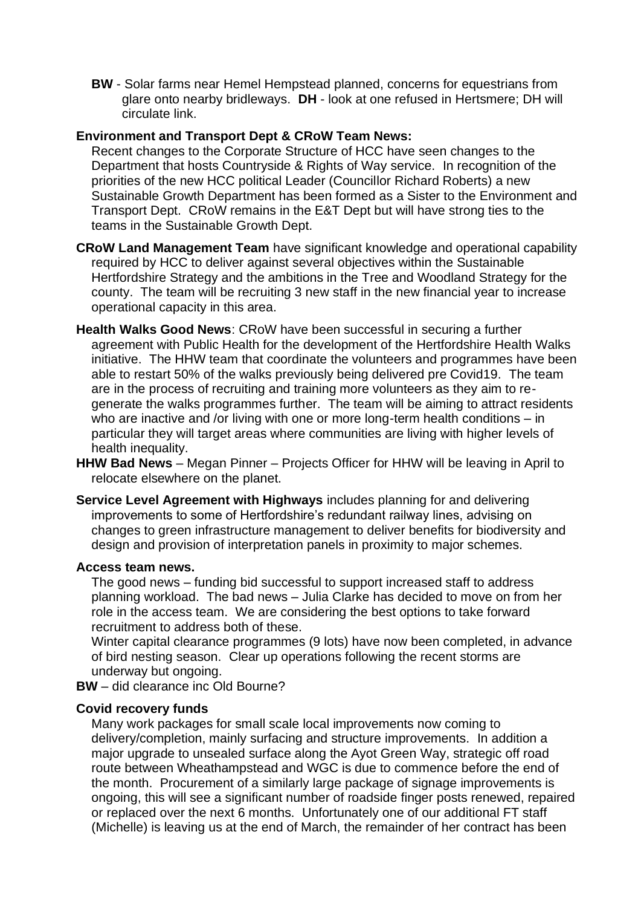**BW** - Solar farms near Hemel Hempstead planned, concerns for equestrians from glare onto nearby bridleways. **DH** - look at one refused in Hertsmere; DH will circulate link.

**Environment and Transport Dept & CRoW Team News:**

Recent changes to the Corporate Structure of HCC have seen changes to the Department that hosts Countryside & Rights of Way service. In recognition of the priorities of the new HCC political Leader (Councillor Richard Roberts) a new Sustainable Growth Department has been formed as a Sister to the Environment and Transport Dept. CRoW remains in the E&T Dept but will have strong ties to the teams in the Sustainable Growth Dept.

**CRoW Land Management Team** have significant knowledge and operational capability required by HCC to deliver against several objectives within the Sustainable Hertfordshire Strategy and the ambitions in the Tree and Woodland Strategy for the county. The team will be recruiting 3 new staff in the new financial year to increase operational capacity in this area.

**Health Walks Good News**: CRoW have been successful in securing a further agreement with Public Health for the development of the Hertfordshire Health Walks initiative. The HHW team that coordinate the volunteers and programmes have been able to restart 50% of the walks previously being delivered pre Covid19. The team are in the process of recruiting and training more volunteers as they aim to re-generate the walks programmes further. The team will be aiming to attract residents who are inactive and /or living with one or more long-term health conditions – in particular they will target areas where communities are living with higher levels of health inequality.

**HHW Bad News** – Megan Pinner – Projects Officer for HHW will be leaving in April to relocate elsewhere on the planet.

**Service Level Agreement with Highways** includes planning for and delivering improvements to some of Hertfordshire's redundant railway lines, advising on changes to green infrastructure management to deliver benefits for biodiversity and design and provision of interpretation panels in proximity to major schemes.

**Access team news.**

The good news – funding bid successful to support increased staff to address planning workload. The bad news – Julia Clarke has decided to move on from her role in the access team. We are considering the best options to take forward recruitment to address both of these.

Winter capital clearance programmes (9 lots) have now been completed, in advance of bird nesting season. Clear up operations following the recent storms are underway but ongoing.

**BW** – did clearance inc Old Bourne?

**Covid recovery funds**

Many work packages for small scale local improvements now coming to delivery/completion, mainly surfacing and structure improvements. In addition a major upgrade to unsealed surface along the Ayot Green Way, strategic off road route between Wheathampstead and WGC is due to commence before the end of the month. Procurement of a similarly large package of signage improvements is ongoing, this will see a significant number of roadside finger posts renewed, repaired or replaced over the next 6 months. Unfortunately one of our additional FT staff (Michelle) is leaving us at the end of March, the remainder of her contract has been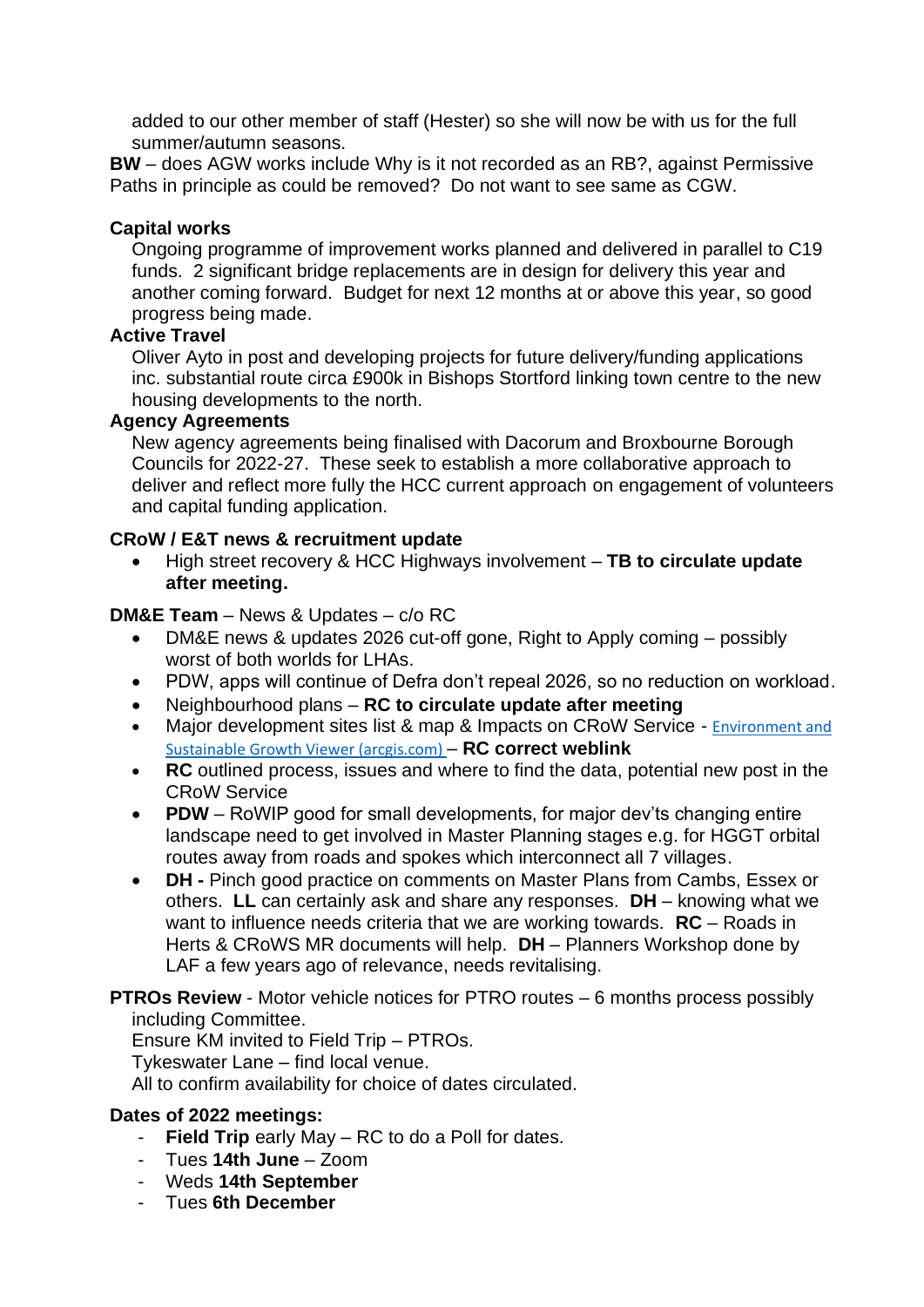added to our other member of staff (Hester) so she will now be with us for the full summer/autumn seasons.

**BW** – does AGW works include Why is it not recorded as an RB?, against Permissive Paths in principle as could be removed? Do not want to see same as CGW.

**Capital works**

Ongoing programme of improvement works planned and delivered in parallel to C19 funds. 2 significant bridge replacements are in design for delivery this year and another coming forward. Budget for next 12 months at or above this year, so good progress being made.

**Active Travel**

Oliver Ayto in post and developing projects for future delivery/funding applications inc. substantial route circa £900k in Bishops Stortford linking town centre to the new housing developments to the north.

**Agency Agreements**

New agency agreements being finalised with Dacorum and Broxbourne Borough Councils for 2022-27. These seek to establish a more collaborative approach to deliver and reflect more fully the HCC current approach on engagement of volunteers and capital funding application.

**CRoW / E&T news & recruitment update**

- High street recovery & HCC Highways involvement – **TB to circulate update after meeting.**

**DM&E Team** – News & Updates – c/o RC

- DM&E news & updates 2026 cut-off gone, Right to Apply coming – possibly worst of both worlds for LHAs.
- PDW, apps will continue of Defra don't repeal 2026, so no reduction on workload.
- Neighbourhood plans – **RC to circulate update after meeting**
- Major development sites list & map & Impacts on CRoW Service - Environment and Sustainable Growth Viewer (arcgis.com) – **RC correct weblink**
- **RC** outlined process, issues and where to find the data, potential new post in the CRoW Service
- **PDW** – RoWIP good for small developments, for major dev'ts changing entire landscape need to get involved in Master Planning stages e.g. for HGGT orbital routes away from roads and spokes which interconnect all 7 villages.
- **DH -** Pinch good practice on comments on Master Plans from Cambs, Essex or others. **LL** can certainly ask and share any responses. **DH** – knowing what we want to influence needs criteria that we are working towards. **RC** – Roads in Herts & CRoWS MR documents will help. **DH** – Planners Workshop done by LAF a few years ago of relevance, needs revitalising.

**PTROs Review** - Motor vehicle notices for PTRO routes – 6 months process possibly including Committee.

Ensure KM invited to Field Trip – PTROs.

Tykeswater Lane – find local venue.

All to confirm availability for choice of dates circulated.

**Dates of 2022 meetings:**

- **Field Trip** early May – RC to do a Poll for dates.
- Tues **14th June** – Zoom
- Weds **14th September**
- Tues **6th December**